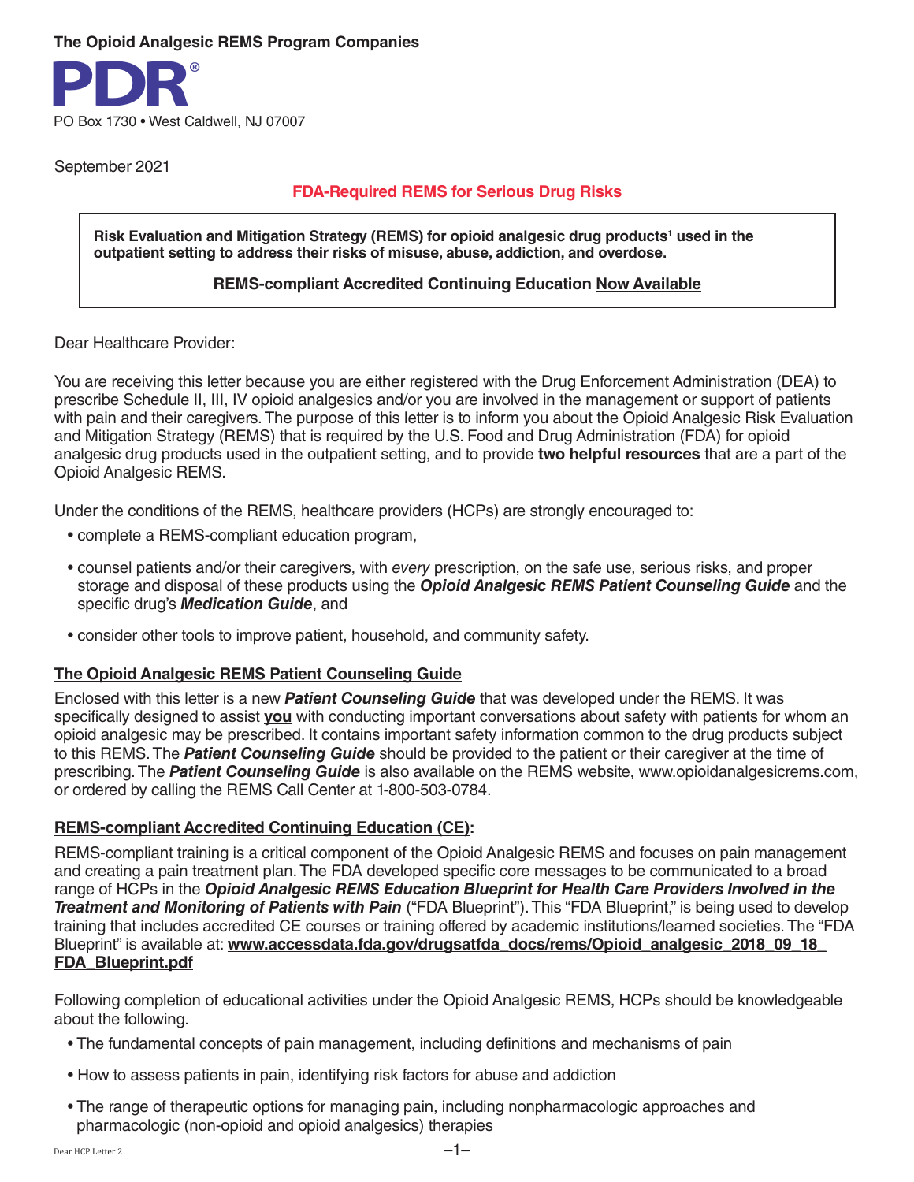**The Opioid Analgesic REMS Program Companies**

**PDR®**

PO Box 1730 • West Caldwell, NJ 07007

September 2021

**FDA-Required REMS for Serious Drug Risks**

> **Risk Evaluation and Mitigation Strategy (REMS) for opioid analgesic drug products[1] used in the outpatient setting to address their risks of misuse, abuse, addiction, and overdose.**
>
> **REMS-compliant Accredited Continuing Education Now Available**

Dear Healthcare Provider:

You are receiving this letter because you are either registered with the Drug Enforcement Administration (DEA) to prescribe Schedule II, III, IV opioid analgesics and/or you are involved in the management or support of patients with pain and their caregivers. The purpose of this letter is to inform you about the Opioid Analgesic Risk Evaluation and Mitigation Strategy (REMS) that is required by the U.S. Food and Drug Administration (FDA) for opioid analgesic drug products used in the outpatient setting, and to provide **two helpful resources** that are a part of the Opioid Analgesic REMS.

Under the conditions of the REMS, healthcare providers (HCPs) are strongly encouraged to:

- complete a REMS-compliant education program,
- counsel patients and/or their caregivers, with *every* prescription, on the safe use, serious risks, and proper storage and disposal of these products using the ***Opioid Analgesic REMS Patient Counseling Guide*** and the specific drug's ***Medication Guide***, and
- consider other tools to improve patient, household, and community safety.

## The Opioid Analgesic REMS Patient Counseling Guide

Enclosed with this letter is a new ***Patient Counseling Guide*** that was developed under the REMS. It was specifically designed to assist **you** with conducting important conversations about safety with patients for whom an opioid analgesic may be prescribed. It contains important safety information common to the drug products subject to this REMS. The ***Patient Counseling Guide*** should be provided to the patient or their caregiver at the time of prescribing. The ***Patient Counseling Guide*** is also available on the REMS website, www.opioidanalgesicrems.com, or ordered by calling the REMS Call Center at 1-800-503-0784.

## REMS-compliant Accredited Continuing Education (CE):

REMS-compliant training is a critical component of the Opioid Analgesic REMS and focuses on pain management and creating a pain treatment plan. The FDA developed specific core messages to be communicated to a broad range of HCPs in the ***Opioid Analgesic REMS Education Blueprint for Health Care Providers Involved in the Treatment and Monitoring of Patients with Pain*** ("FDA Blueprint"). This "FDA Blueprint," is being used to develop training that includes accredited CE courses or training offered by academic institutions/learned societies. The "FDA Blueprint" is available at: **www.accessdata.fda.gov/drugsatfda_docs/rems/Opioid_analgesic_2018_09_18_FDA_Blueprint.pdf**

Following completion of educational activities under the Opioid Analgesic REMS, HCPs should be knowledgeable about the following.

- The fundamental concepts of pain management, including definitions and mechanisms of pain
- How to assess patients in pain, identifying risk factors for abuse and addiction
- The range of therapeutic options for managing pain, including nonpharmacologic approaches and pharmacologic (non-opioid and opioid analgesics) therapies

Dear HCP Letter 2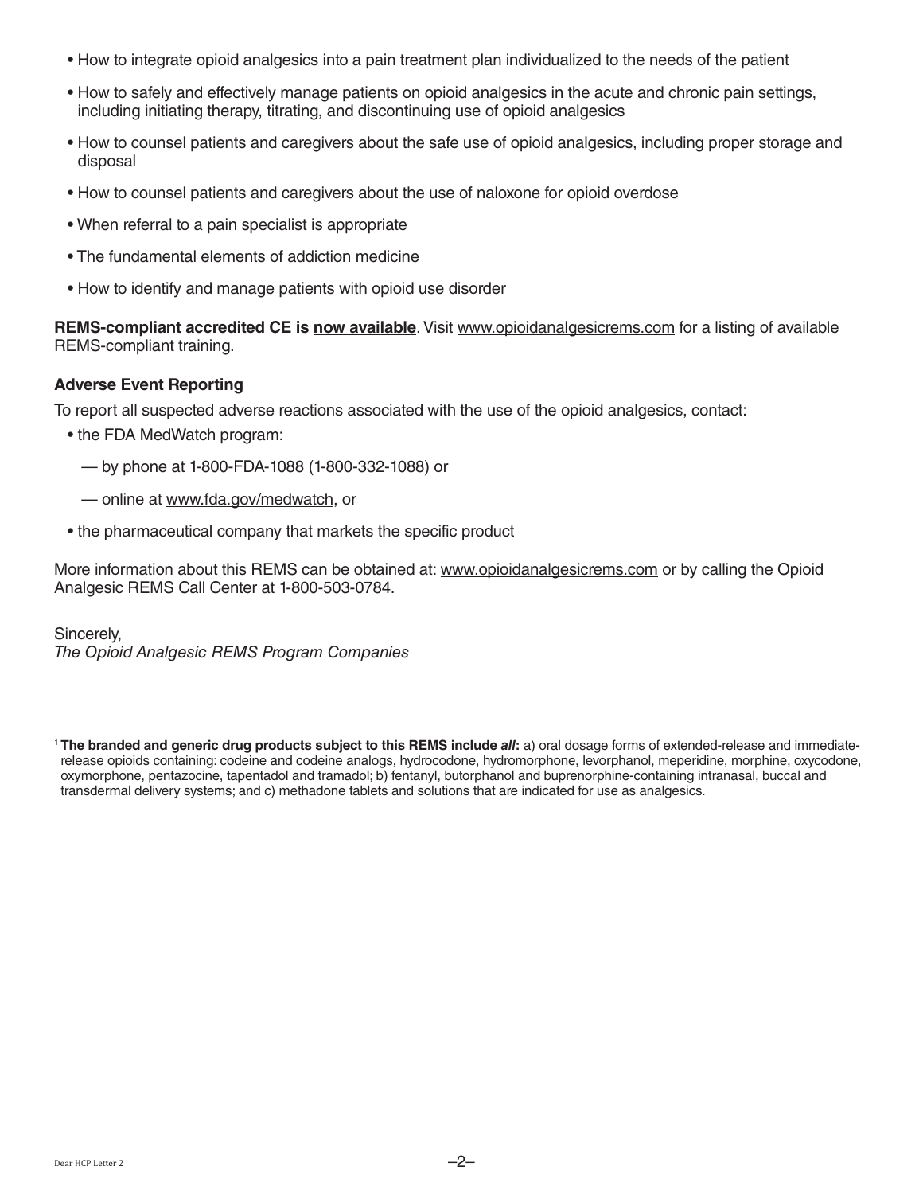- How to integrate opioid analgesics into a pain treatment plan individualized to the needs of the patient
- How to safely and effectively manage patients on opioid analgesics in the acute and chronic pain settings, including initiating therapy, titrating, and discontinuing use of opioid analgesics
- How to counsel patients and caregivers about the safe use of opioid analgesics, including proper storage and disposal
- How to counsel patients and caregivers about the use of naloxone for opioid overdose
- When referral to a pain specialist is appropriate
- The fundamental elements of addiction medicine
- How to identify and manage patients with opioid use disorder

**REMS-compliant accredited CE is now available**. Visit www.opioidanalgesicrems.com for a listing of available REMS-compliant training.

**Adverse Event Reporting**

To report all suspected adverse reactions associated with the use of the opioid analgesics, contact:

- the FDA MedWatch program:
  - — by phone at 1-800-FDA-1088 (1-800-332-1088) or
  - — online at www.fda.gov/medwatch, or
- the pharmaceutical company that markets the specific product

More information about this REMS can be obtained at: www.opioidanalgesicrems.com or by calling the Opioid Analgesic REMS Call Center at 1-800-503-0784.

Sincerely,
*The Opioid Analgesic REMS Program Companies*

[1] **The branded and generic drug products subject to this REMS include *all*:** a) oral dosage forms of extended-release and immediate-release opioids containing: codeine and codeine analogs, hydrocodone, hydromorphone, levorphanol, meperidine, morphine, oxycodone, oxymorphone, pentazocine, tapentadol and tramadol; b) fentanyl, butorphanol and buprenorphine-containing intranasal, buccal and transdermal delivery systems; and c) methadone tablets and solutions that are indicated for use as analgesics.